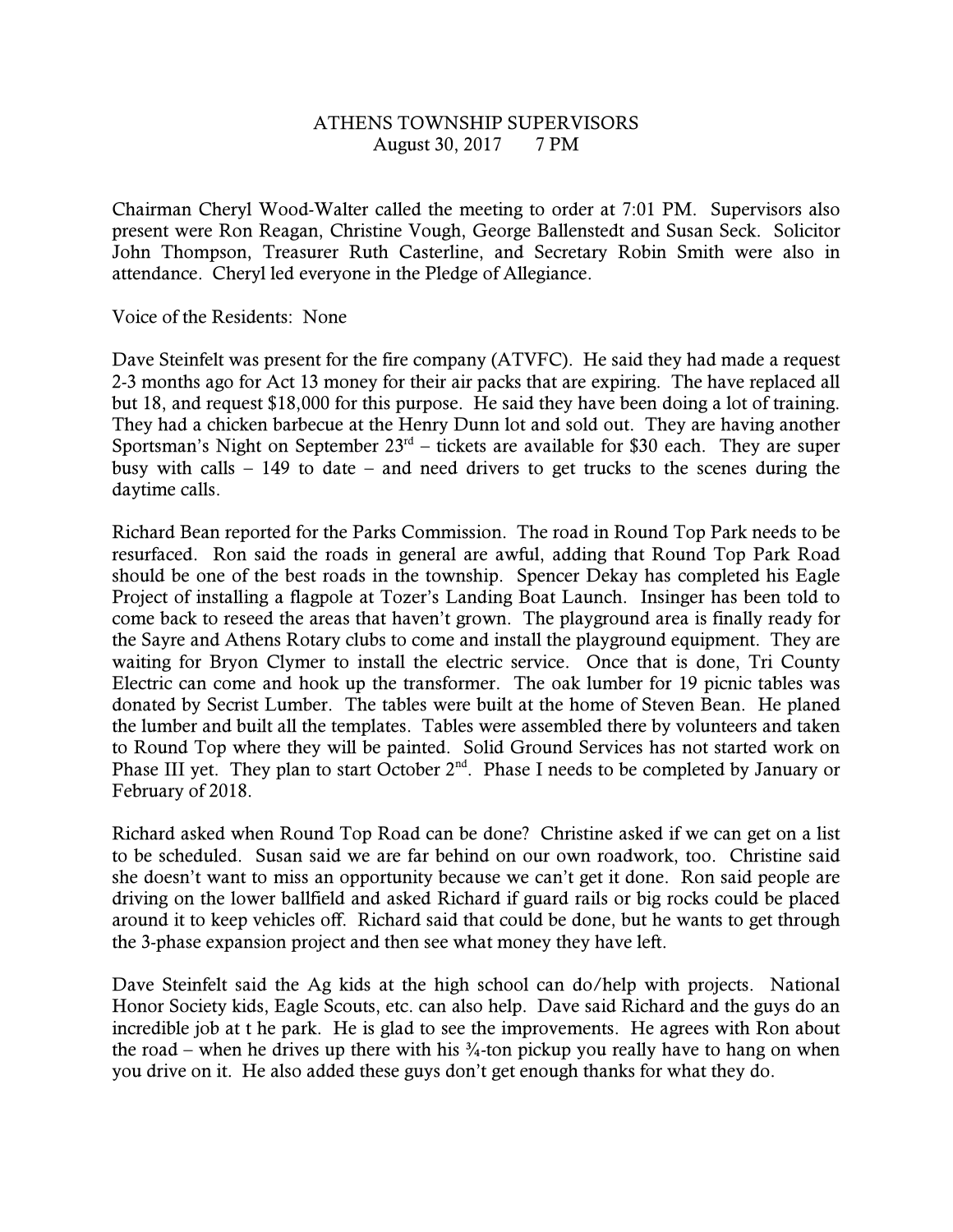# ATHENS TOWNSHIP SUPERVISORS
August 30, 2017 7 PM

Chairman Cheryl Wood-Walter called the meeting to order at 7:01 PM. Supervisors also present were Ron Reagan, Christine Vough, George Ballenstedt and Susan Seck. Solicitor John Thompson, Treasurer Ruth Casterline, and Secretary Robin Smith were also in attendance. Cheryl led everyone in the Pledge of Allegiance.

Voice of the Residents: None

Dave Steinfelt was present for the fire company (ATVFC). He said they had made a request 2-3 months ago for Act 13 money for their air packs that are expiring. The have replaced all but 18, and request $18,000 for this purpose. He said they have been doing a lot of training. They had a chicken barbecue at the Henry Dunn lot and sold out. They are having another Sportsman's Night on September 23rd – tickets are available for $30 each. They are super busy with calls – 149 to date – and need drivers to get trucks to the scenes during the daytime calls.

Richard Bean reported for the Parks Commission. The road in Round Top Park needs to be resurfaced. Ron said the roads in general are awful, adding that Round Top Park Road should be one of the best roads in the township. Spencer Dekay has completed his Eagle Project of installing a flagpole at Tozer's Landing Boat Launch. Insinger has been told to come back to reseed the areas that haven't grown. The playground area is finally ready for the Sayre and Athens Rotary clubs to come and install the playground equipment. They are waiting for Bryon Clymer to install the electric service. Once that is done, Tri County Electric can come and hook up the transformer. The oak lumber for 19 picnic tables was donated by Secrist Lumber. The tables were built at the home of Steven Bean. He planed the lumber and built all the templates. Tables were assembled there by volunteers and taken to Round Top where they will be painted. Solid Ground Services has not started work on Phase III yet. They plan to start October 2nd. Phase I needs to be completed by January or February of 2018.

Richard asked when Round Top Road can be done? Christine asked if we can get on a list to be scheduled. Susan said we are far behind on our own roadwork, too. Christine said she doesn't want to miss an opportunity because we can't get it done. Ron said people are driving on the lower ballfield and asked Richard if guard rails or big rocks could be placed around it to keep vehicles off. Richard said that could be done, but he wants to get through the 3-phase expansion project and then see what money they have left.

Dave Steinfelt said the Ag kids at the high school can do/help with projects. National Honor Society kids, Eagle Scouts, etc. can also help. Dave said Richard and the guys do an incredible job at t he park. He is glad to see the improvements. He agrees with Ron about the road – when he drives up there with his ¾-ton pickup you really have to hang on when you drive on it. He also added these guys don't get enough thanks for what they do.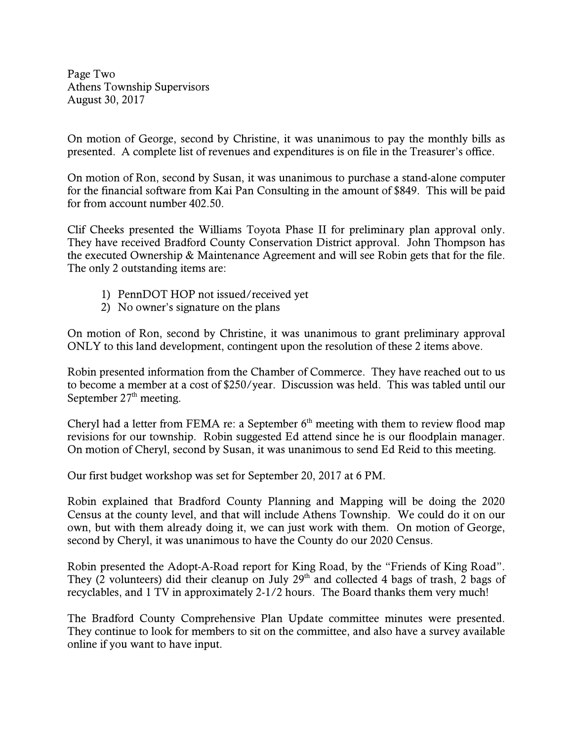On motion of George, second by Christine, it was unanimous to pay the monthly bills as presented. A complete list of revenues and expenditures is on file in the Treasurer's office.

On motion of Ron, second by Susan, it was unanimous to purchase a stand-alone computer for the financial software from Kai Pan Consulting in the amount of $849. This will be paid for from account number 402.50.

Clif Cheeks presented the Williams Toyota Phase II for preliminary plan approval only. They have received Bradford County Conservation District approval. John Thompson has the executed Ownership & Maintenance Agreement and will see Robin gets that for the file. The only 2 outstanding items are:

1) PennDOT HOP not issued/received yet
2) No owner's signature on the plans

On motion of Ron, second by Christine, it was unanimous to grant preliminary approval ONLY to this land development, contingent upon the resolution of these 2 items above.

Robin presented information from the Chamber of Commerce. They have reached out to us to become a member at a cost of $250/year. Discussion was held. This was tabled until our September 27th meeting.

Cheryl had a letter from FEMA re: a September 6th meeting with them to review flood map revisions for our township. Robin suggested Ed attend since he is our floodplain manager. On motion of Cheryl, second by Susan, it was unanimous to send Ed Reid to this meeting.

Our first budget workshop was set for September 20, 2017 at 6 PM.

Robin explained that Bradford County Planning and Mapping will be doing the 2020 Census at the county level, and that will include Athens Township. We could do it on our own, but with them already doing it, we can just work with them. On motion of George, second by Cheryl, it was unanimous to have the County do our 2020 Census.

Robin presented the Adopt-A-Road report for King Road, by the "Friends of King Road". They (2 volunteers) did their cleanup on July 29th and collected 4 bags of trash, 2 bags of recyclables, and 1 TV in approximately 2-1/2 hours. The Board thanks them very much!

The Bradford County Comprehensive Plan Update committee minutes were presented. They continue to look for members to sit on the committee, and also have a survey available online if you want to have input.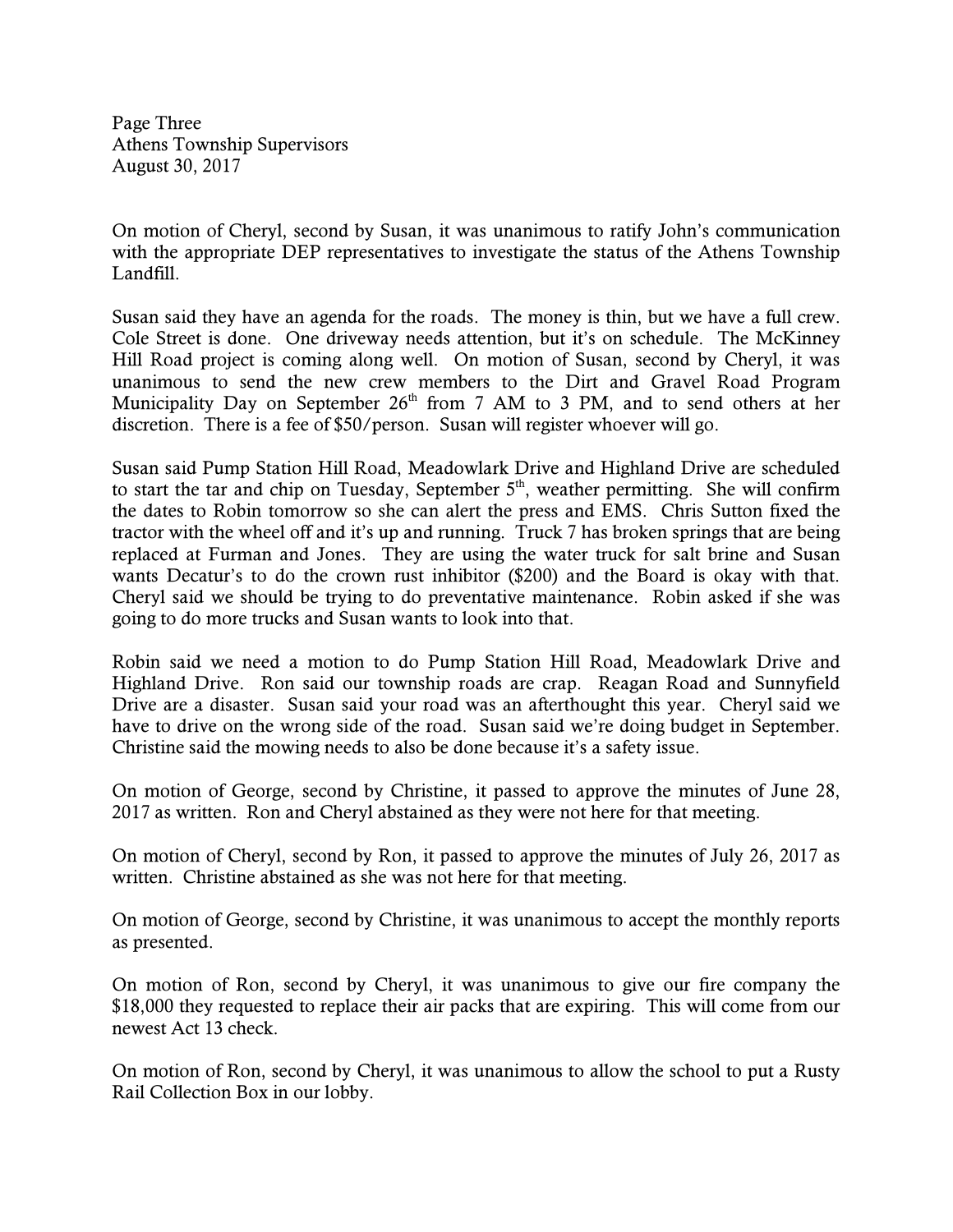On motion of Cheryl, second by Susan, it was unanimous to ratify John's communication with the appropriate DEP representatives to investigate the status of the Athens Township Landfill.

Susan said they have an agenda for the roads. The money is thin, but we have a full crew. Cole Street is done. One driveway needs attention, but it's on schedule. The McKinney Hill Road project is coming along well. On motion of Susan, second by Cheryl, it was unanimous to send the new crew members to the Dirt and Gravel Road Program Municipality Day on September 26th from 7 AM to 3 PM, and to send others at her discretion. There is a fee of $50/person. Susan will register whoever will go.

Susan said Pump Station Hill Road, Meadowlark Drive and Highland Drive are scheduled to start the tar and chip on Tuesday, September 5th, weather permitting. She will confirm the dates to Robin tomorrow so she can alert the press and EMS. Chris Sutton fixed the tractor with the wheel off and it's up and running. Truck 7 has broken springs that are being replaced at Furman and Jones. They are using the water truck for salt brine and Susan wants Decatur's to do the crown rust inhibitor ($200) and the Board is okay with that. Cheryl said we should be trying to do preventative maintenance. Robin asked if she was going to do more trucks and Susan wants to look into that.

Robin said we need a motion to do Pump Station Hill Road, Meadowlark Drive and Highland Drive. Ron said our township roads are crap. Reagan Road and Sunnyfield Drive are a disaster. Susan said your road was an afterthought this year. Cheryl said we have to drive on the wrong side of the road. Susan said we're doing budget in September. Christine said the mowing needs to also be done because it's a safety issue.

On motion of George, second by Christine, it passed to approve the minutes of June 28, 2017 as written. Ron and Cheryl abstained as they were not here for that meeting.

On motion of Cheryl, second by Ron, it passed to approve the minutes of July 26, 2017 as written. Christine abstained as she was not here for that meeting.

On motion of George, second by Christine, it was unanimous to accept the monthly reports as presented.

On motion of Ron, second by Cheryl, it was unanimous to give our fire company the $18,000 they requested to replace their air packs that are expiring. This will come from our newest Act 13 check.

On motion of Ron, second by Cheryl, it was unanimous to allow the school to put a Rusty Rail Collection Box in our lobby.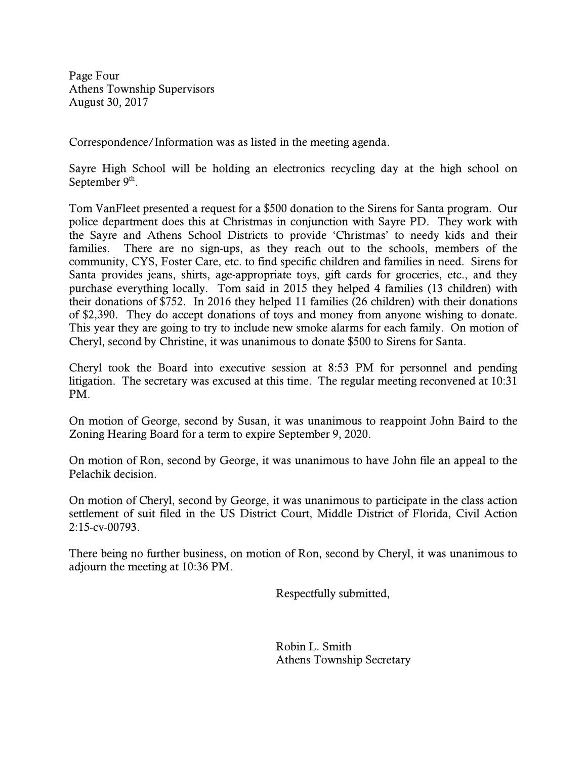Page Four
Athens Township Supervisors
August 30, 2017

Correspondence/Information was as listed in the meeting agenda.

Sayre High School will be holding an electronics recycling day at the high school on September 9th.

Tom VanFleet presented a request for a $500 donation to the Sirens for Santa program. Our police department does this at Christmas in conjunction with Sayre PD. They work with the Sayre and Athens School Districts to provide 'Christmas' to needy kids and their families. There are no sign-ups, as they reach out to the schools, members of the community, CYS, Foster Care, etc. to find specific children and families in need. Sirens for Santa provides jeans, shirts, age-appropriate toys, gift cards for groceries, etc., and they purchase everything locally. Tom said in 2015 they helped 4 families (13 children) with their donations of $752. In 2016 they helped 11 families (26 children) with their donations of $2,390. They do accept donations of toys and money from anyone wishing to donate. This year they are going to try to include new smoke alarms for each family. On motion of Cheryl, second by Christine, it was unanimous to donate $500 to Sirens for Santa.

Cheryl took the Board into executive session at 8:53 PM for personnel and pending litigation. The secretary was excused at this time. The regular meeting reconvened at 10:31 PM.

On motion of George, second by Susan, it was unanimous to reappoint John Baird to the Zoning Hearing Board for a term to expire September 9, 2020.

On motion of Ron, second by George, it was unanimous to have John file an appeal to the Pelachik decision.

On motion of Cheryl, second by George, it was unanimous to participate in the class action settlement of suit filed in the US District Court, Middle District of Florida, Civil Action 2:15-cv-00793.

There being no further business, on motion of Ron, second by Cheryl, it was unanimous to adjourn the meeting at 10:36 PM.

Respectfully submitted,

Robin L. Smith
Athens Township Secretary